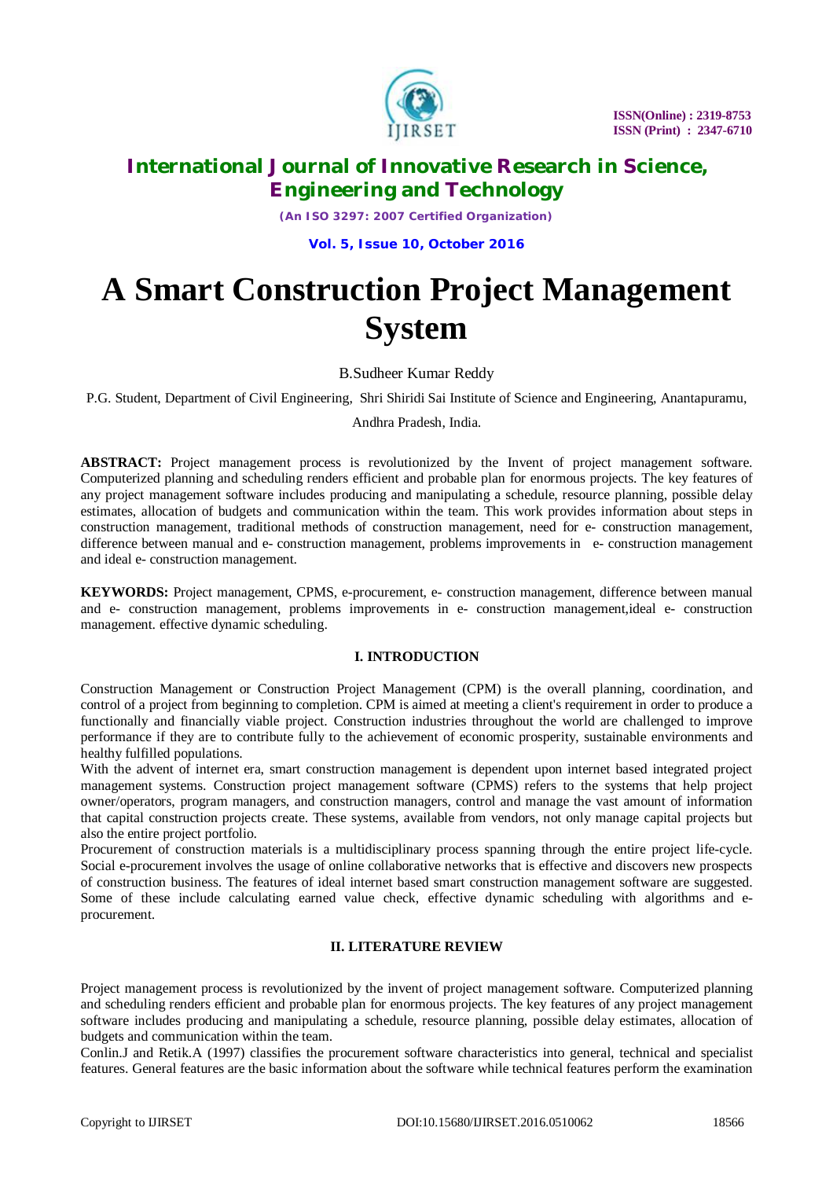# A Smart Construction Project Management System

B.Sudheer Kumar Reddy

P.G. Student, Department of Civil Engineering, Shri Shiridi Sai Institute of Science and Engineering, Anantapuramu, Andhra Pradesh, India.

**ABSTRACT:** Project management process is revolutionized by the Invent of project management software. Computerized planning and scheduling renders efficient and probable plan for enormous projects. The key features of any project management software includes producing and manipulating a schedule, resource planning, possible delay estimates, allocation of budgets and communication within the team. This work provides information about steps in construction management, traditional methods of construction management, need for e- construction management, difference between manual and e- construction management, problems improvements in e- construction management and ideal e- construction management.

**KEYWORDS:** Project management, CPMS, e-procurement, e- construction management, difference between manual and e- construction management, problems improvements in e- construction management,ideal e- construction management. effective dynamic scheduling.

## I. INTRODUCTION

Construction Management or Construction Project Management (CPM) is the overall planning, coordination, and control of a project from beginning to completion. CPM is aimed at meeting a client's requirement in order to produce a functionally and financially viable project. Construction industries throughout the world are challenged to improve performance if they are to contribute fully to the achievement of economic prosperity, sustainable environments and healthy fulfilled populations.

With the advent of internet era, smart construction management is dependent upon internet based integrated project management systems. Construction project management software (CPMS) refers to the systems that help project owner/operators, program managers, and construction managers, control and manage the vast amount of information that capital construction projects create. These systems, available from vendors, not only manage capital projects but also the entire project portfolio.

Procurement of construction materials is a multidisciplinary process spanning through the entire project life-cycle. Social e-procurement involves the usage of online collaborative networks that is effective and discovers new prospects of construction business. The features of ideal internet based smart construction management software are suggested. Some of these include calculating earned value check, effective dynamic scheduling with algorithms and e-procurement.

## II. LITERATURE REVIEW

Project management process is revolutionized by the invent of project management software. Computerized planning and scheduling renders efficient and probable plan for enormous projects. The key features of any project management software includes producing and manipulating a schedule, resource planning, possible delay estimates, allocation of budgets and communication within the team.

Conlin.J and Retik.A (1997) classifies the procurement software characteristics into general, technical and specialist features. General features are the basic information about the software while technical features perform the examination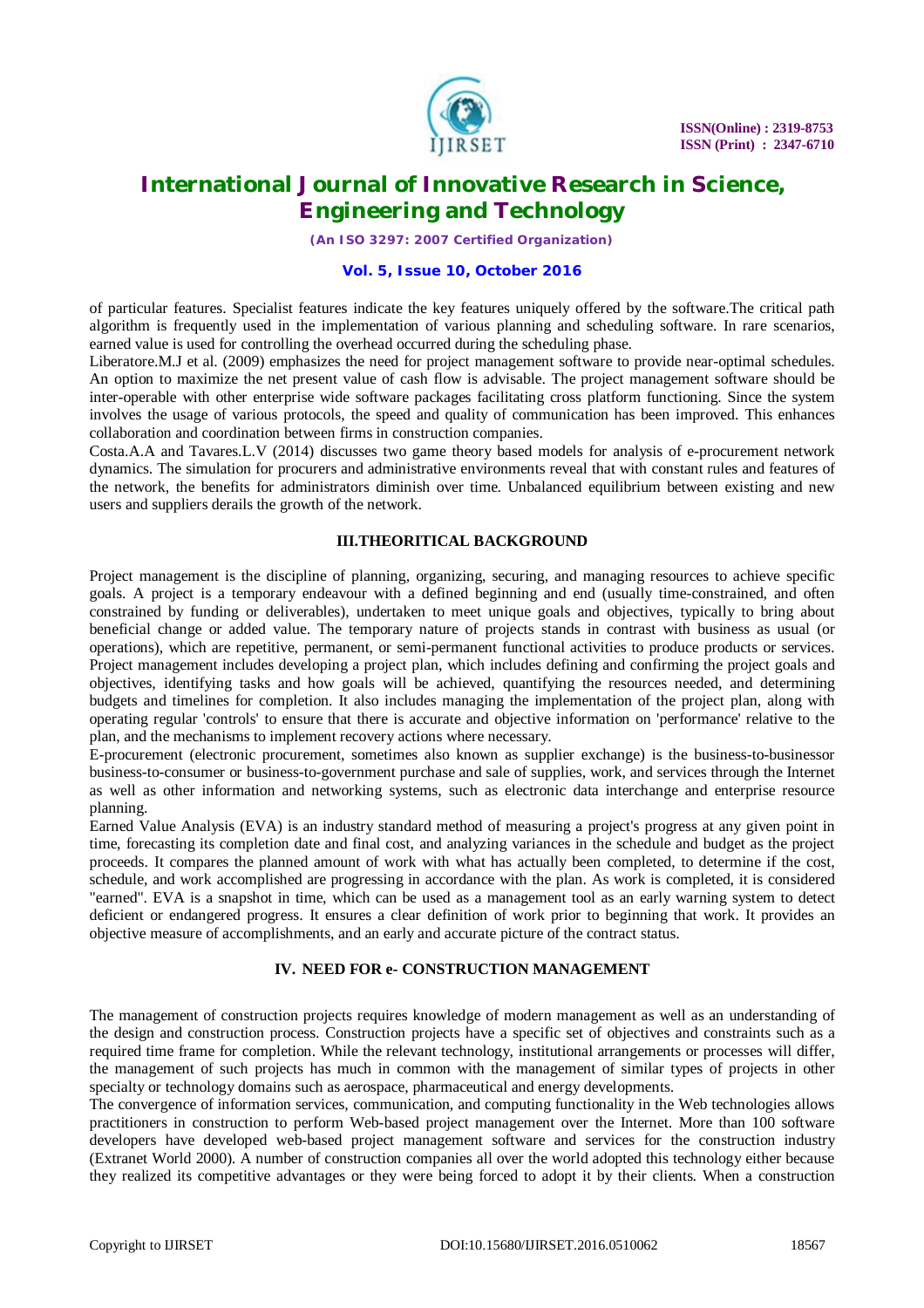of particular features. Specialist features indicate the key features uniquely offered by the software.The critical path algorithm is frequently used in the implementation of various planning and scheduling software. In rare scenarios, earned value is used for controlling the overhead occurred during the scheduling phase.

Liberatore.M.J et al. (2009) emphasizes the need for project management software to provide near-optimal schedules. An option to maximize the net present value of cash flow is advisable. The project management software should be inter-operable with other enterprise wide software packages facilitating cross platform functioning. Since the system involves the usage of various protocols, the speed and quality of communication has been improved. This enhances collaboration and coordination between firms in construction companies.

Costa.A.A and Tavares.L.V (2014) discusses two game theory based models for analysis of e-procurement network dynamics. The simulation for procurers and administrative environments reveal that with constant rules and features of the network, the benefits for administrators diminish over time. Unbalanced equilibrium between existing and new users and suppliers derails the growth of the network.

## III.THEORITICAL BACKGROUND

Project management is the discipline of planning, organizing, securing, and managing resources to achieve specific goals. A project is a temporary endeavour with a defined beginning and end (usually time-constrained, and often constrained by funding or deliverables), undertaken to meet unique goals and objectives, typically to bring about beneficial change or added value. The temporary nature of projects stands in contrast with business as usual (or operations), which are repetitive, permanent, or semi-permanent functional activities to produce products or services. Project management includes developing a project plan, which includes defining and confirming the project goals and objectives, identifying tasks and how goals will be achieved, quantifying the resources needed, and determining budgets and timelines for completion. It also includes managing the implementation of the project plan, along with operating regular 'controls' to ensure that there is accurate and objective information on 'performance' relative to the plan, and the mechanisms to implement recovery actions where necessary.

E-procurement (electronic procurement, sometimes also known as supplier exchange) is the business-to-businessor business-to-consumer or business-to-government purchase and sale of supplies, work, and services through the Internet as well as other information and networking systems, such as electronic data interchange and enterprise resource planning.

Earned Value Analysis (EVA) is an industry standard method of measuring a project's progress at any given point in time, forecasting its completion date and final cost, and analyzing variances in the schedule and budget as the project proceeds. It compares the planned amount of work with what has actually been completed, to determine if the cost, schedule, and work accomplished are progressing in accordance with the plan. As work is completed, it is considered "earned". EVA is a snapshot in time, which can be used as a management tool as an early warning system to detect deficient or endangered progress. It ensures a clear definition of work prior to beginning that work. It provides an objective measure of accomplishments, and an early and accurate picture of the contract status.

## IV. NEED FOR e- CONSTRUCTION MANAGEMENT

The management of construction projects requires knowledge of modern management as well as an understanding of the design and construction process. Construction projects have a specific set of objectives and constraints such as a required time frame for completion. While the relevant technology, institutional arrangements or processes will differ, the management of such projects has much in common with the management of similar types of projects in other specialty or technology domains such as aerospace, pharmaceutical and energy developments.

The convergence of information services, communication, and computing functionality in the Web technologies allows practitioners in construction to perform Web-based project management over the Internet. More than 100 software developers have developed web-based project management software and services for the construction industry (Extranet World 2000). A number of construction companies all over the world adopted this technology either because they realized its competitive advantages or they were being forced to adopt it by their clients. When a construction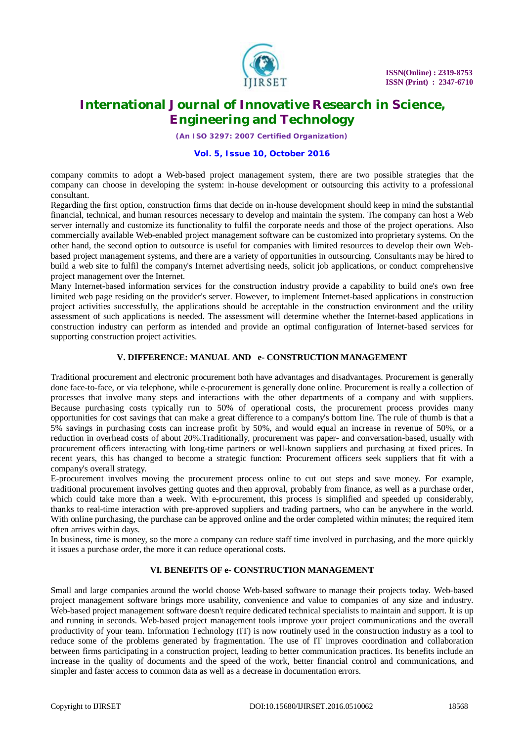company commits to adopt a Web-based project management system, there are two possible strategies that the company can choose in developing the system: in-house development or outsourcing this activity to a professional consultant.

Regarding the first option, construction firms that decide on in-house development should keep in mind the substantial financial, technical, and human resources necessary to develop and maintain the system. The company can host a Web server internally and customize its functionality to fulfil the corporate needs and those of the project operations. Also commercially available Web-enabled project management software can be customized into proprietary systems. On the other hand, the second option to outsource is useful for companies with limited resources to develop their own Web-based project management systems, and there are a variety of opportunities in outsourcing. Consultants may be hired to build a web site to fulfil the company's Internet advertising needs, solicit job applications, or conduct comprehensive project management over the Internet.

Many Internet-based information services for the construction industry provide a capability to build one's own free limited web page residing on the provider's server. However, to implement Internet-based applications in construction project activities successfully, the applications should be acceptable in the construction environment and the utility assessment of such applications is needed. The assessment will determine whether the Internet-based applications in construction industry can perform as intended and provide an optimal configuration of Internet-based services for supporting construction project activities.

## V. DIFFERENCE: MANUAL AND e- CONSTRUCTION MANAGEMENT

Traditional procurement and electronic procurement both have advantages and disadvantages. Procurement is generally done face-to-face, or via telephone, while e-procurement is generally done online. Procurement is really a collection of processes that involve many steps and interactions with the other departments of a company and with suppliers. Because purchasing costs typically run to 50% of operational costs, the procurement process provides many opportunities for cost savings that can make a great difference to a company's bottom line. The rule of thumb is that a 5% savings in purchasing costs can increase profit by 50%, and would equal an increase in revenue of 50%, or a reduction in overhead costs of about 20%.Traditionally, procurement was paper- and conversation-based, usually with procurement officers interacting with long-time partners or well-known suppliers and purchasing at fixed prices. In recent years, this has changed to become a strategic function: Procurement officers seek suppliers that fit with a company's overall strategy.

E-procurement involves moving the procurement process online to cut out steps and save money. For example, traditional procurement involves getting quotes and then approval, probably from finance, as well as a purchase order, which could take more than a week. With e-procurement, this process is simplified and speeded up considerably, thanks to real-time interaction with pre-approved suppliers and trading partners, who can be anywhere in the world. With online purchasing, the purchase can be approved online and the order completed within minutes; the required item often arrives within days.

In business, time is money, so the more a company can reduce staff time involved in purchasing, and the more quickly it issues a purchase order, the more it can reduce operational costs.

## VI. BENEFITS OF e- CONSTRUCTION MANAGEMENT

Small and large companies around the world choose Web-based software to manage their projects today. Web-based project management software brings more usability, convenience and value to companies of any size and industry. Web-based project management software doesn't require dedicated technical specialists to maintain and support. It is up and running in seconds. Web-based project management tools improve your project communications and the overall productivity of your team. Information Technology (IT) is now routinely used in the construction industry as a tool to reduce some of the problems generated by fragmentation. The use of IT improves coordination and collaboration between firms participating in a construction project, leading to better communication practices. Its benefits include an increase in the quality of documents and the speed of the work, better financial control and communications, and simpler and faster access to common data as well as a decrease in documentation errors.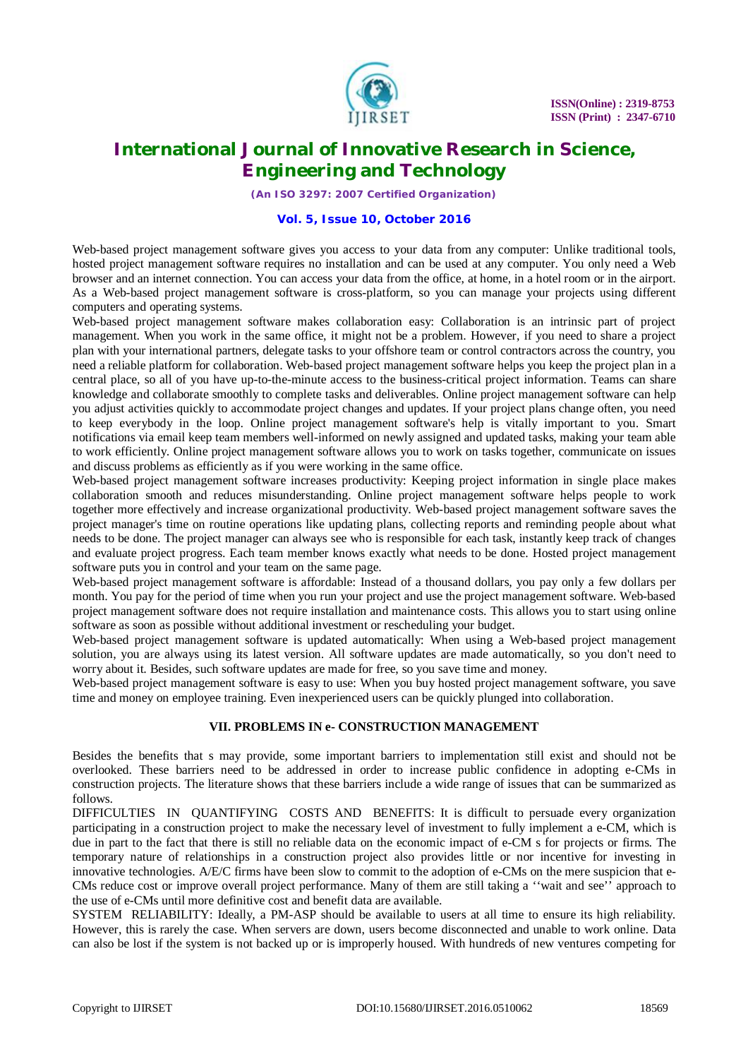Web-based project management software gives you access to your data from any computer: Unlike traditional tools, hosted project management software requires no installation and can be used at any computer. You only need a Web browser and an internet connection. You can access your data from the office, at home, in a hotel room or in the airport. As a Web-based project management software is cross-platform, so you can manage your projects using different computers and operating systems.

Web-based project management software makes collaboration easy: Collaboration is an intrinsic part of project management. When you work in the same office, it might not be a problem. However, if you need to share a project plan with your international partners, delegate tasks to your offshore team or control contractors across the country, you need a reliable platform for collaboration. Web-based project management software helps you keep the project plan in a central place, so all of you have up-to-the-minute access to the business-critical project information. Teams can share knowledge and collaborate smoothly to complete tasks and deliverables. Online project management software can help you adjust activities quickly to accommodate project changes and updates. If your project plans change often, you need to keep everybody in the loop. Online project management software's help is vitally important to you. Smart notifications via email keep team members well-informed on newly assigned and updated tasks, making your team able to work efficiently. Online project management software allows you to work on tasks together, communicate on issues and discuss problems as efficiently as if you were working in the same office.

Web-based project management software increases productivity: Keeping project information in single place makes collaboration smooth and reduces misunderstanding. Online project management software helps people to work together more effectively and increase organizational productivity. Web-based project management software saves the project manager's time on routine operations like updating plans, collecting reports and reminding people about what needs to be done. The project manager can always see who is responsible for each task, instantly keep track of changes and evaluate project progress. Each team member knows exactly what needs to be done. Hosted project management software puts you in control and your team on the same page.

Web-based project management software is affordable: Instead of a thousand dollars, you pay only a few dollars per month. You pay for the period of time when you run your project and use the project management software. Web-based project management software does not require installation and maintenance costs. This allows you to start using online software as soon as possible without additional investment or rescheduling your budget.

Web-based project management software is updated automatically: When using a Web-based project management solution, you are always using its latest version. All software updates are made automatically, so you don't need to worry about it. Besides, such software updates are made for free, so you save time and money.

Web-based project management software is easy to use: When you buy hosted project management software, you save time and money on employee training. Even inexperienced users can be quickly plunged into collaboration.

## VII. PROBLEMS IN e- CONSTRUCTION MANAGEMENT

Besides the benefits that s may provide, some important barriers to implementation still exist and should not be overlooked. These barriers need to be addressed in order to increase public confidence in adopting e-CMs in construction projects. The literature shows that these barriers include a wide range of issues that can be summarized as follows.

DIFFICULTIES IN QUANTIFYING COSTS AND BENEFITS: It is difficult to persuade every organization participating in a construction project to make the necessary level of investment to fully implement a e-CM, which is due in part to the fact that there is still no reliable data on the economic impact of e-CM s for projects or firms. The temporary nature of relationships in a construction project also provides little or nor incentive for investing in innovative technologies. A/E/C firms have been slow to commit to the adoption of e-CMs on the mere suspicion that e-CMs reduce cost or improve overall project performance. Many of them are still taking a ''wait and see'' approach to the use of e-CMs until more definitive cost and benefit data are available.

SYSTEM RELIABILITY: Ideally, a PM-ASP should be available to users at all time to ensure its high reliability. However, this is rarely the case. When servers are down, users become disconnected and unable to work online. Data can also be lost if the system is not backed up or is improperly housed. With hundreds of new ventures competing for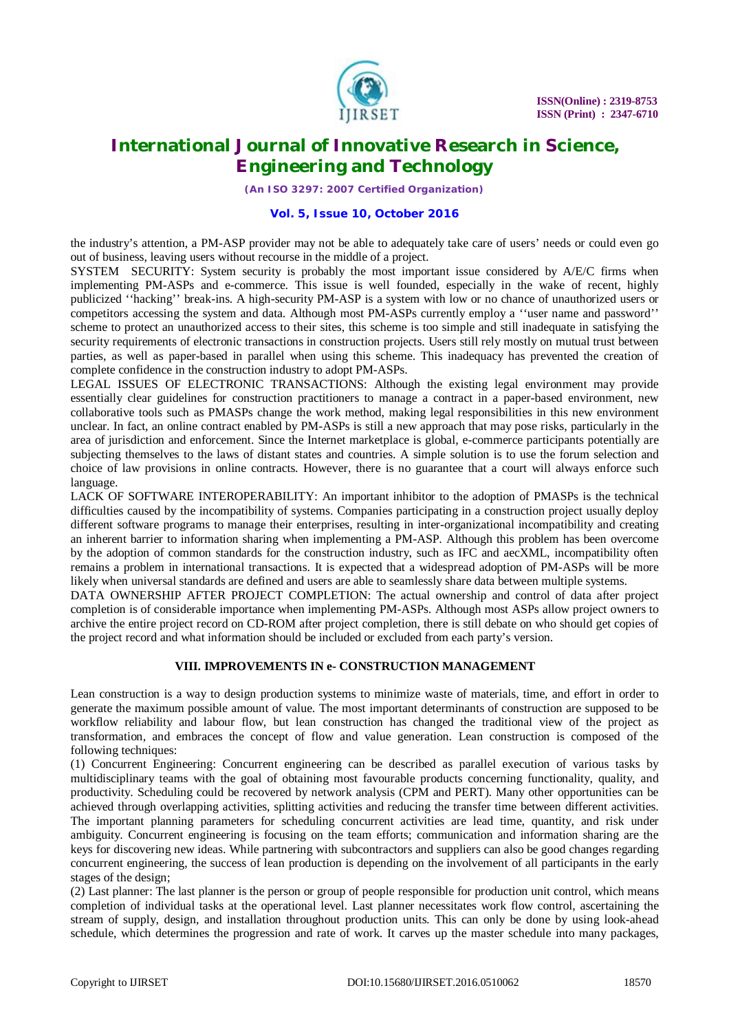the industry's attention, a PM-ASP provider may not be able to adequately take care of users' needs or could even go out of business, leaving users without recourse in the middle of a project.

SYSTEM SECURITY: System security is probably the most important issue considered by A/E/C firms when implementing PM-ASPs and e-commerce. This issue is well founded, especially in the wake of recent, highly publicized ''hacking'' break-ins. A high-security PM-ASP is a system with low or no chance of unauthorized users or competitors accessing the system and data. Although most PM-ASPs currently employ a ''user name and password'' scheme to protect an unauthorized access to their sites, this scheme is too simple and still inadequate in satisfying the security requirements of electronic transactions in construction projects. Users still rely mostly on mutual trust between parties, as well as paper-based in parallel when using this scheme. This inadequacy has prevented the creation of complete confidence in the construction industry to adopt PM-ASPs.

LEGAL ISSUES OF ELECTRONIC TRANSACTIONS: Although the existing legal environment may provide essentially clear guidelines for construction practitioners to manage a contract in a paper-based environment, new collaborative tools such as PMASPs change the work method, making legal responsibilities in this new environment unclear. In fact, an online contract enabled by PM-ASPs is still a new approach that may pose risks, particularly in the area of jurisdiction and enforcement. Since the Internet marketplace is global, e-commerce participants potentially are subjecting themselves to the laws of distant states and countries. A simple solution is to use the forum selection and choice of law provisions in online contracts. However, there is no guarantee that a court will always enforce such language.

LACK OF SOFTWARE INTEROPERABILITY: An important inhibitor to the adoption of PMASPs is the technical difficulties caused by the incompatibility of systems. Companies participating in a construction project usually deploy different software programs to manage their enterprises, resulting in inter-organizational incompatibility and creating an inherent barrier to information sharing when implementing a PM-ASP. Although this problem has been overcome by the adoption of common standards for the construction industry, such as IFC and aecXML, incompatibility often remains a problem in international transactions. It is expected that a widespread adoption of PM-ASPs will be more likely when universal standards are defined and users are able to seamlessly share data between multiple systems.

DATA OWNERSHIP AFTER PROJECT COMPLETION: The actual ownership and control of data after project completion is of considerable importance when implementing PM-ASPs. Although most ASPs allow project owners to archive the entire project record on CD-ROM after project completion, there is still debate on who should get copies of the project record and what information should be included or excluded from each party's version.

## VIII. IMPROVEMENTS IN e- CONSTRUCTION MANAGEMENT

Lean construction is a way to design production systems to minimize waste of materials, time, and effort in order to generate the maximum possible amount of value. The most important determinants of construction are supposed to be workflow reliability and labour flow, but lean construction has changed the traditional view of the project as transformation, and embraces the concept of flow and value generation. Lean construction is composed of the following techniques:

(1) Concurrent Engineering: Concurrent engineering can be described as parallel execution of various tasks by multidisciplinary teams with the goal of obtaining most favourable products concerning functionality, quality, and productivity. Scheduling could be recovered by network analysis (CPM and PERT). Many other opportunities can be achieved through overlapping activities, splitting activities and reducing the transfer time between different activities. The important planning parameters for scheduling concurrent activities are lead time, quantity, and risk under ambiguity. Concurrent engineering is focusing on the team efforts; communication and information sharing are the keys for discovering new ideas. While partnering with subcontractors and suppliers can also be good changes regarding concurrent engineering, the success of lean production is depending on the involvement of all participants in the early stages of the design;

(2) Last planner: The last planner is the person or group of people responsible for production unit control, which means completion of individual tasks at the operational level. Last planner necessitates work flow control, ascertaining the stream of supply, design, and installation throughout production units. This can only be done by using look-ahead schedule, which determines the progression and rate of work. It carves up the master schedule into many packages,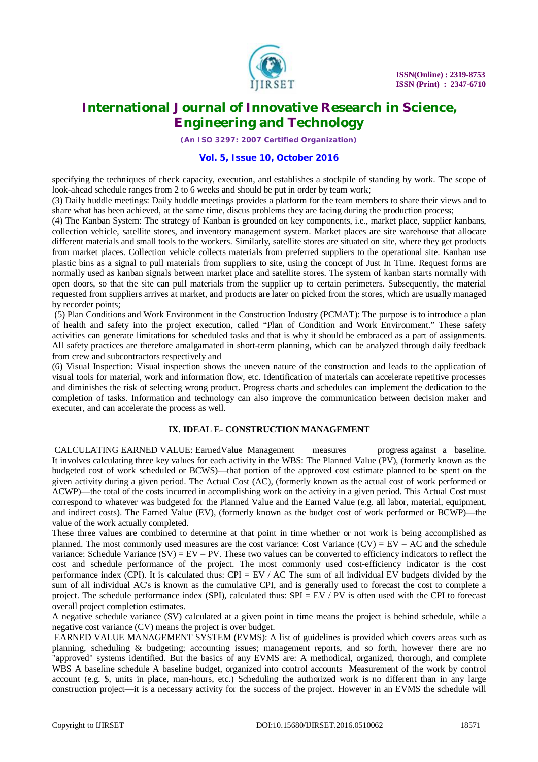specifying the techniques of check capacity, execution, and establishes a stockpile of standing by work. The scope of look-ahead schedule ranges from 2 to 6 weeks and should be put in order by team work;

(3) Daily huddle meetings: Daily huddle meetings provides a platform for the team members to share their views and to share what has been achieved, at the same time, discus problems they are facing during the production process;

(4) The Kanban System: The strategy of Kanban is grounded on key components, i.e., market place, supplier kanbans, collection vehicle, satellite stores, and inventory management system. Market places are site warehouse that allocate different materials and small tools to the workers. Similarly, satellite stores are situated on site, where they get products from market places. Collection vehicle collects materials from preferred suppliers to the operational site. Kanban use plastic bins as a signal to pull materials from suppliers to site, using the concept of Just In Time. Request forms are normally used as kanban signals between market place and satellite stores. The system of kanban starts normally with open doors, so that the site can pull materials from the supplier up to certain perimeters. Subsequently, the material requested from suppliers arrives at market, and products are later on picked from the stores, which are usually managed by recorder points;

(5) Plan Conditions and Work Environment in the Construction Industry (PCMAT): The purpose is to introduce a plan of health and safety into the project execution, called "Plan of Condition and Work Environment." These safety activities can generate limitations for scheduled tasks and that is why it should be embraced as a part of assignments. All safety practices are therefore amalgamated in short-term planning, which can be analyzed through daily feedback from crew and subcontractors respectively and

(6) Visual Inspection: Visual inspection shows the uneven nature of the construction and leads to the application of visual tools for material, work and information flow, etc. Identification of materials can accelerate repetitive processes and diminishes the risk of selecting wrong product. Progress charts and schedules can implement the dedication to the completion of tasks. Information and technology can also improve the communication between decision maker and executer, and can accelerate the process as well.

## IX. IDEAL E- CONSTRUCTION MANAGEMENT

CALCULATING EARNED VALUE: EarnedValue Management measures progress against a baseline. It involves calculating three key values for each activity in the WBS: The Planned Value (PV), (formerly known as the budgeted cost of work scheduled or BCWS)—that portion of the approved cost estimate planned to be spent on the given activity during a given period. The Actual Cost (AC), (formerly known as the actual cost of work performed or ACWP)—the total of the costs incurred in accomplishing work on the activity in a given period. This Actual Cost must correspond to whatever was budgeted for the Planned Value and the Earned Value (e.g. all labor, material, equipment, and indirect costs). The Earned Value (EV), (formerly known as the budget cost of work performed or BCWP)—the value of the work actually completed.

These three values are combined to determine at that point in time whether or not work is being accomplished as planned. The most commonly used measures are the cost variance: Cost Variance (CV) = EV – AC and the schedule variance: Schedule Variance (SV) = EV – PV. These two values can be converted to efficiency indicators to reflect the cost and schedule performance of the project. The most commonly used cost-efficiency indicator is the cost performance index (CPI). It is calculated thus: CPI = EV / AC The sum of all individual EV budgets divided by the sum of all individual AC's is known as the cumulative CPI, and is generally used to forecast the cost to complete a project. The schedule performance index (SPI), calculated thus: SPI = EV / PV is often used with the CPI to forecast overall project completion estimates.

A negative schedule variance (SV) calculated at a given point in time means the project is behind schedule, while a negative cost variance (CV) means the project is over budget.

EARNED VALUE MANAGEMENT SYSTEM (EVMS): A list of guidelines is provided which covers areas such as planning, scheduling & budgeting; accounting issues; management reports, and so forth, however there are no "approved" systems identified. But the basics of any EVMS are: A methodical, organized, thorough, and complete WBS A baseline schedule A baseline budget, organized into control accounts Measurement of the work by control account (e.g. $, units in place, man-hours, etc.) Scheduling the authorized work is no different than in any large construction project—it is a necessary activity for the success of the project. However in an EVMS the schedule will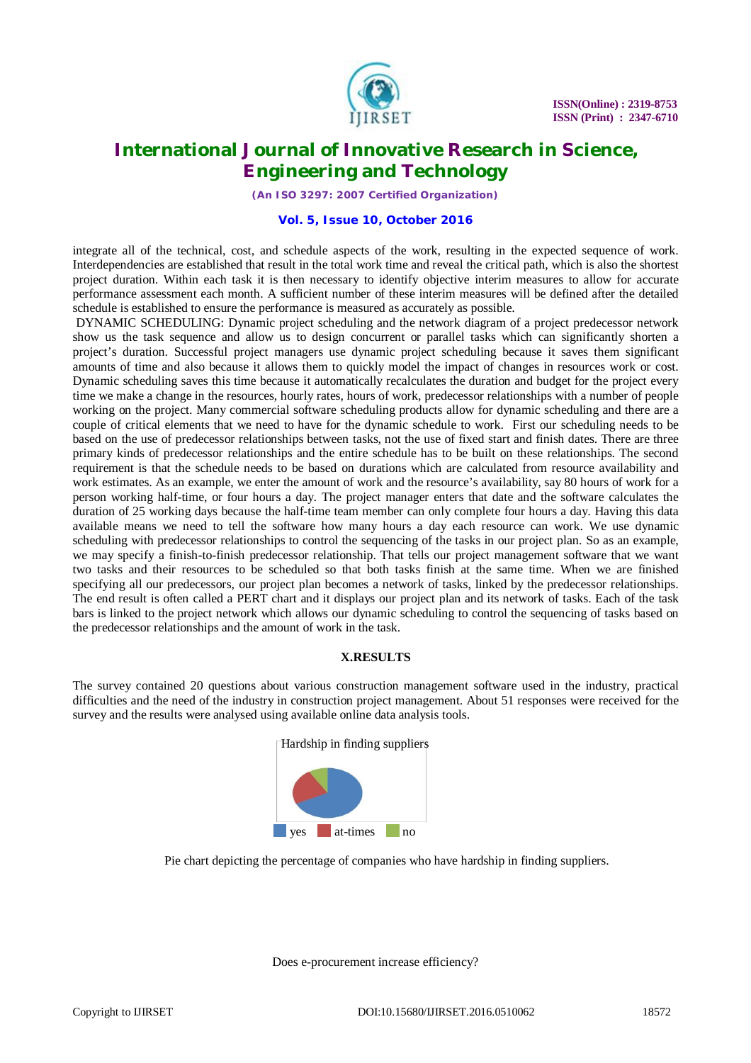integrate all of the technical, cost, and schedule aspects of the work, resulting in the expected sequence of work. Interdependencies are established that result in the total work time and reveal the critical path, which is also the shortest project duration. Within each task it is then necessary to identify objective interim measures to allow for accurate performance assessment each month. A sufficient number of these interim measures will be defined after the detailed schedule is established to ensure the performance is measured as accurately as possible.

DYNAMIC SCHEDULING: Dynamic project scheduling and the network diagram of a project predecessor network show us the task sequence and allow us to design concurrent or parallel tasks which can significantly shorten a project's duration. Successful project managers use dynamic project scheduling because it saves them significant amounts of time and also because it allows them to quickly model the impact of changes in resources work or cost. Dynamic scheduling saves this time because it automatically recalculates the duration and budget for the project every time we make a change in the resources, hourly rates, hours of work, predecessor relationships with a number of people working on the project. Many commercial software scheduling products allow for dynamic scheduling and there are a couple of critical elements that we need to have for the dynamic schedule to work. First our scheduling needs to be based on the use of predecessor relationships between tasks, not the use of fixed start and finish dates. There are three primary kinds of predecessor relationships and the entire schedule has to be built on these relationships. The second requirement is that the schedule needs to be based on durations which are calculated from resource availability and work estimates. As an example, we enter the amount of work and the resource's availability, say 80 hours of work for a person working half-time, or four hours a day. The project manager enters that date and the software calculates the duration of 25 working days because the half-time team member can only complete four hours a day. Having this data available means we need to tell the software how many hours a day each resource can work. We use dynamic scheduling with predecessor relationships to control the sequencing of the tasks in our project plan. So as an example, we may specify a finish-to-finish predecessor relationship. That tells our project management software that we want two tasks and their resources to be scheduled so that both tasks finish at the same time. When we are finished specifying all our predecessors, our project plan becomes a network of tasks, linked by the predecessor relationships. The end result is often called a PERT chart and it displays our project plan and its network of tasks. Each of the task bars is linked to the project network which allows our dynamic scheduling to control the sequencing of tasks based on the predecessor relationships and the amount of work in the task.

## X.RESULTS

The survey contained 20 questions about various construction management software used in the industry, practical difficulties and the need of the industry in construction project management. About 51 responses were received for the survey and the results were analysed using available online data analysis tools.

Hardship in finding suppliers

yes at-times no

Pie chart depicting the percentage of companies who have hardship in finding suppliers.

Does e-procurement increase efficiency?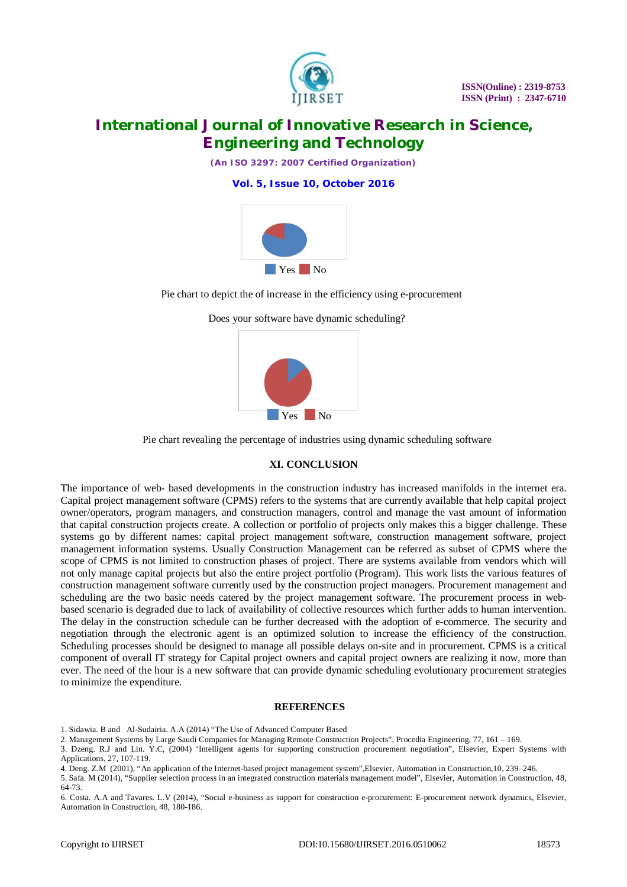Yes No

Pie chart to depict the of increase in the efficiency using e-procurement

Does your software have dynamic scheduling?

Yes No

Pie chart revealing the percentage of industries using dynamic scheduling software

## XI. CONCLUSION

The importance of web- based developments in the construction industry has increased manifolds in the internet era. Capital project management software (CPMS) refers to the systems that are currently available that help capital project owner/operators, program managers, and construction managers, control and manage the vast amount of information that capital construction projects create. A collection or portfolio of projects only makes this a bigger challenge. These systems go by different names: capital project management software, construction management software, project management information systems. Usually Construction Management can be referred as subset of CPMS where the scope of CPMS is not limited to construction phases of project. There are systems available from vendors which will not only manage capital projects but also the entire project portfolio (Program). This work lists the various features of construction management software currently used by the construction project managers. Procurement management and scheduling are the two basic needs catered by the project management software. The procurement process in web-based scenario is degraded due to lack of availability of collective resources which further adds to human intervention. The delay in the construction schedule can be further decreased with the adoption of e-commerce. The security and negotiation through the electronic agent is an optimized solution to increase the efficiency of the construction. Scheduling processes should be designed to manage all possible delays on-site and in procurement. CPMS is a critical component of overall IT strategy for Capital project owners and capital project owners are realizing it now, more than ever. The need of the hour is a new software that can provide dynamic scheduling evolutionary procurement strategies to minimize the expenditure.

## REFERENCES

1. Sidawia. B and Al-Sudairia. A.A (2014) "The Use of Advanced Computer Based
2. Management Systems by Large Saudi Companies for Managing Remote Construction Projects", Procedia Engineering, 77, 161 – 169.
3. Dzeng. R.J and Lin. Y.C, (2004) 'Intelligent agents for supporting construction procurement negotiation", Elsevier, Expert Systems with Applications, 27, 107-119.
4. Deng. Z.M (2001), "An application of the Internet-based project management system",Elsevier, Automation in Construction,10, 239–246.
5. Safa. M (2014), "Supplier selection process in an integrated construction materials management model", Elsevier, Automation in Construction, 48, 64-73.
6. Costa. A.A and Tavares. L.V (2014), "Social e-business as support for construction e-procurement: E-procurement network dynamics, Elsevier, Automation in Construction, 48, 180-186.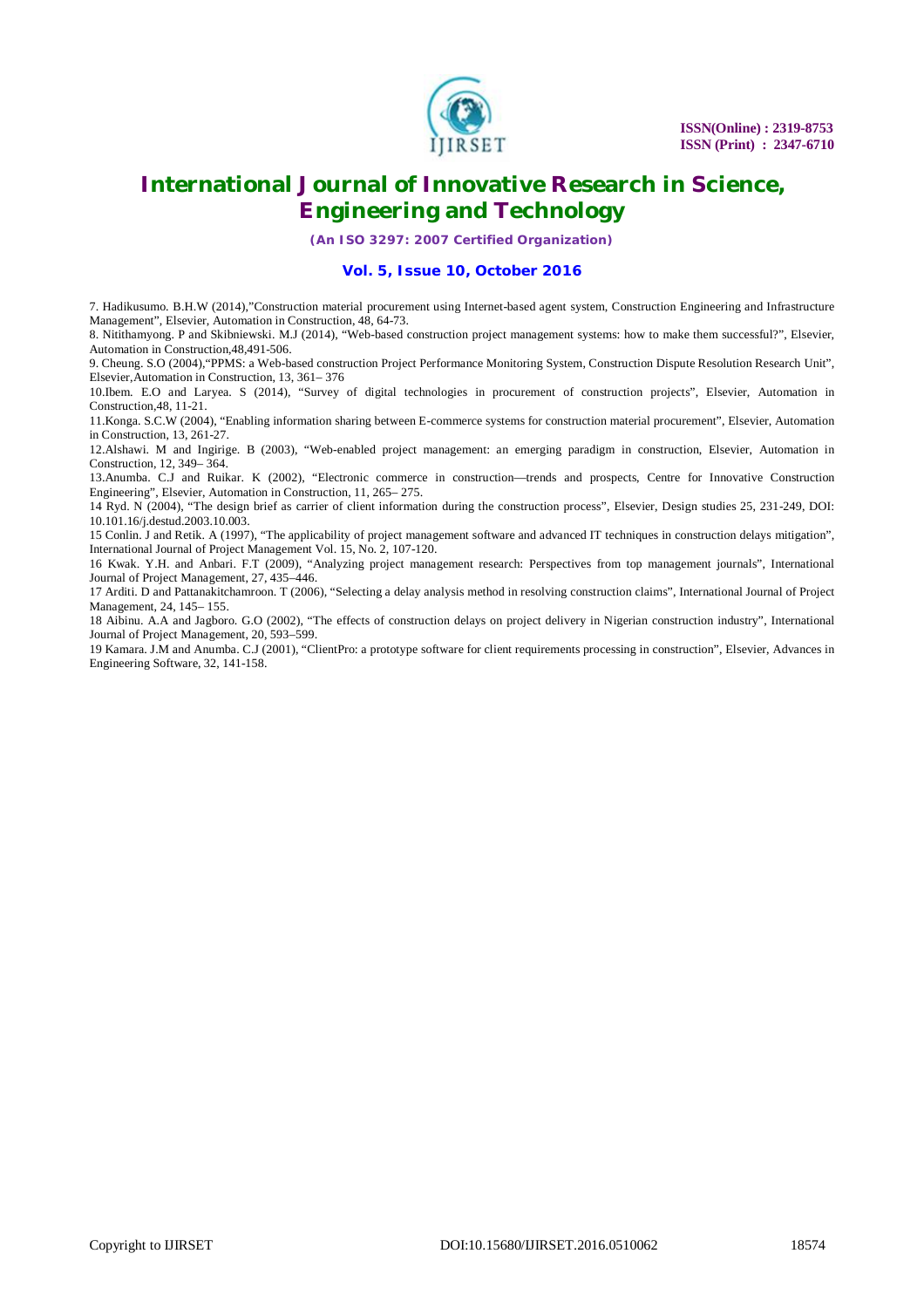7. Hadikusumo. B.H.W (2014),"Construction material procurement using Internet-based agent system, Construction Engineering and Infrastructure Management", Elsevier, Automation in Construction, 48, 64-73.

8. Nitithamyong. P and Skibniewski. M.J (2014), "Web-based construction project management systems: how to make them successful?", Elsevier, Automation in Construction,48,491-506.

9. Cheung. S.O (2004),"PPMS: a Web-based construction Project Performance Monitoring System, Construction Dispute Resolution Research Unit", Elsevier,Automation in Construction, 13, 361– 376

10.Ibem. E.O and Laryea. S (2014), "Survey of digital technologies in procurement of construction projects", Elsevier, Automation in Construction,48, 11-21.

11.Konga. S.C.W (2004), "Enabling information sharing between E-commerce systems for construction material procurement", Elsevier, Automation in Construction, 13, 261-27.

12.Alshawi. M and Ingirige. B (2003), "Web-enabled project management: an emerging paradigm in construction, Elsevier, Automation in Construction, 12, 349– 364.

13.Anumba. C.J and Ruikar. K (2002), "Electronic commerce in construction—trends and prospects, Centre for Innovative Construction Engineering", Elsevier, Automation in Construction, 11, 265– 275.

14 Ryd. N (2004), "The design brief as carrier of client information during the construction process", Elsevier, Design studies 25, 231-249, DOI: 10.101.16/j.destud.2003.10.003.

15 Conlin. J and Retik. A (1997), "The applicability of project management software and advanced IT techniques in construction delays mitigation", International Journal of Project Management Vol. 15, No. 2, 107-120.

16 Kwak. Y.H. and Anbari. F.T (2009), "Analyzing project management research: Perspectives from top management journals", International Journal of Project Management, 27, 435–446.

17 Arditi. D and Pattanakitchamroon. T (2006), "Selecting a delay analysis method in resolving construction claims", International Journal of Project Management, 24, 145– 155.

18 Aibinu. A.A and Jagboro. G.O (2002), "The effects of construction delays on project delivery in Nigerian construction industry", International Journal of Project Management, 20, 593–599.

19 Kamara. J.M and Anumba. C.J (2001), "ClientPro: a prototype software for client requirements processing in construction", Elsevier, Advances in Engineering Software, 32, 141-158.